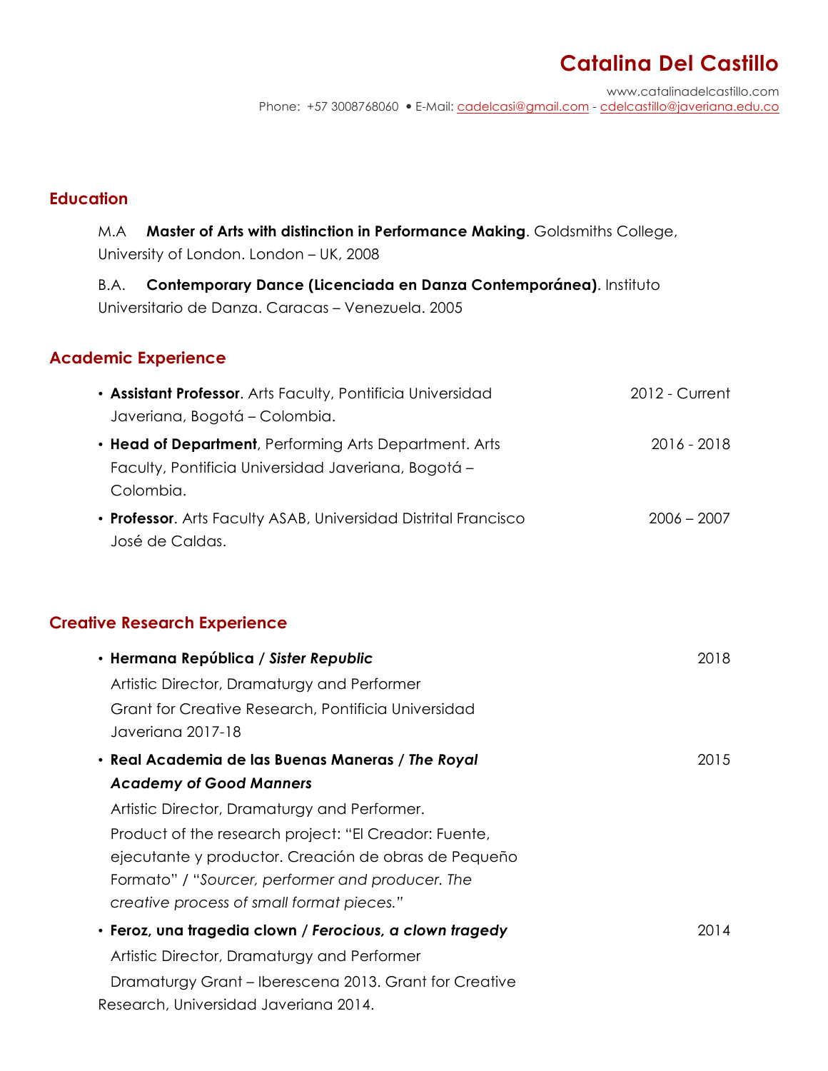# Catalina Del Castillo

www.catalinadelcastillo.com
Phone: +57 3008768060 • E-Mail: cadelcasi@gmail.com - cdelcastillo@javeriana.edu.co

## Education

M.A **Master of Arts with distinction in Performance Making**. Goldsmiths College, University of London. London – UK, 2008

B.A. **Contemporary Dance (Licenciada en Danza Contemporánea)**. Instituto Universitario de Danza. Caracas – Venezuela. 2005

## Academic Experience

- **Assistant Professor**. Arts Faculty, Pontificia Universidad Javeriana, Bogotá – Colombia. 2012 - Current
- **Head of Department**, Performing Arts Department. Arts Faculty, Pontificia Universidad Javeriana, Bogotá – Colombia. 2016 - 2018
- **Professor**. Arts Faculty ASAB, Universidad Distrital Francisco José de Caldas. 2006 – 2007

## Creative Research Experience

- **Hermana República / *Sister Republic*** 2018
  Artistic Director, Dramaturgy and Performer
  Grant for Creative Research, Pontificia Universidad Javeriana 2017-18
- **Real Academia de las Buenas Maneras / *The Royal Academy of Good Manners*** 2015
  Artistic Director, Dramaturgy and Performer.
  Product of the research project: "El Creador: Fuente, ejecutante y productor. Creación de obras de Pequeño Formato" / "*Sourcer, performer and producer. The creative process of small format pieces.*"
- **Feroz, una tragedia clown / *Ferocious, a clown tragedy*** 2014
  Artistic Director, Dramaturgy and Performer
  Dramaturgy Grant – Iberescena 2013. Grant for Creative Research, Universidad Javeriana 2014.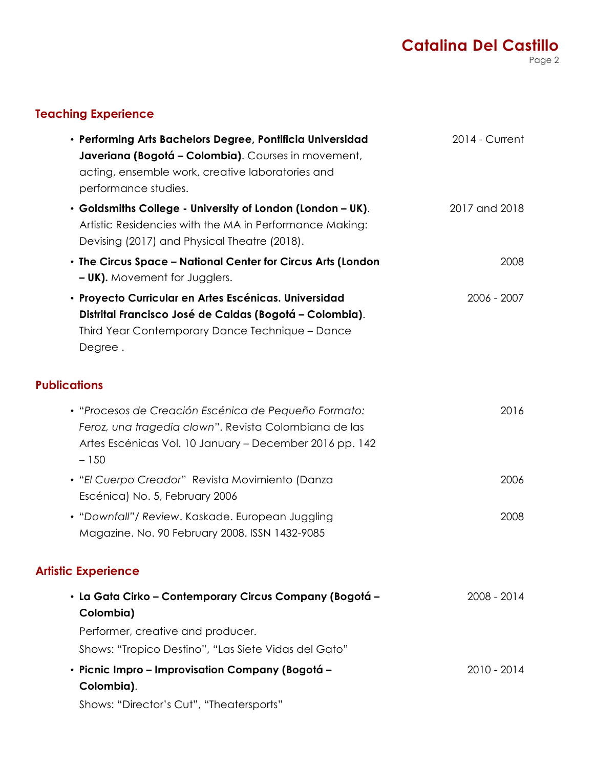## Teaching Experience

- **Performing Arts Bachelors Degree, Pontificia Universidad Javeriana (Bogotá – Colombia)**. Courses in movement, acting, ensemble work, creative laboratories and performance studies. — 2014 - Current
- **Goldsmiths College - University of London (London – UK)**. Artistic Residencies with the MA in Performance Making: Devising (2017) and Physical Theatre (2018). — 2017 and 2018
- **The Circus Space – National Center for Circus Arts (London – UK).** Movement for Jugglers. — 2008
- **Proyecto Curricular en Artes Escénicas. Universidad Distrital Francisco José de Caldas (Bogotá – Colombia)**. Third Year Contemporary Dance Technique – Dance Degree . — 2006 - 2007

## Publications

- "*Procesos de Creación Escénica de Pequeño Formato: Feroz, una tragedia clown*". Revista Colombiana de las Artes Escénicas Vol. 10 January – December 2016 pp. 142 – 150 — 2016
- "*El Cuerpo Creador*" Revista Movimiento (Danza Escénica) No. 5, February 2006 — 2006
- "*Downfall*"/ *Review*. Kaskade. European Juggling Magazine. No. 90 February 2008. ISSN 1432-9085 — 2008

## Artistic Experience

- **La Gata Cirko – Contemporary Circus Company (Bogotá – Colombia)** — 2008 - 2014

  Performer, creative and producer.

  Shows: "Tropico Destino", "Las Siete Vidas del Gato"
- **Picnic Impro – Improvisation Company (Bogotá – Colombia)**. — 2010 - 2014

  Shows: "Director's Cut", "Theatersports"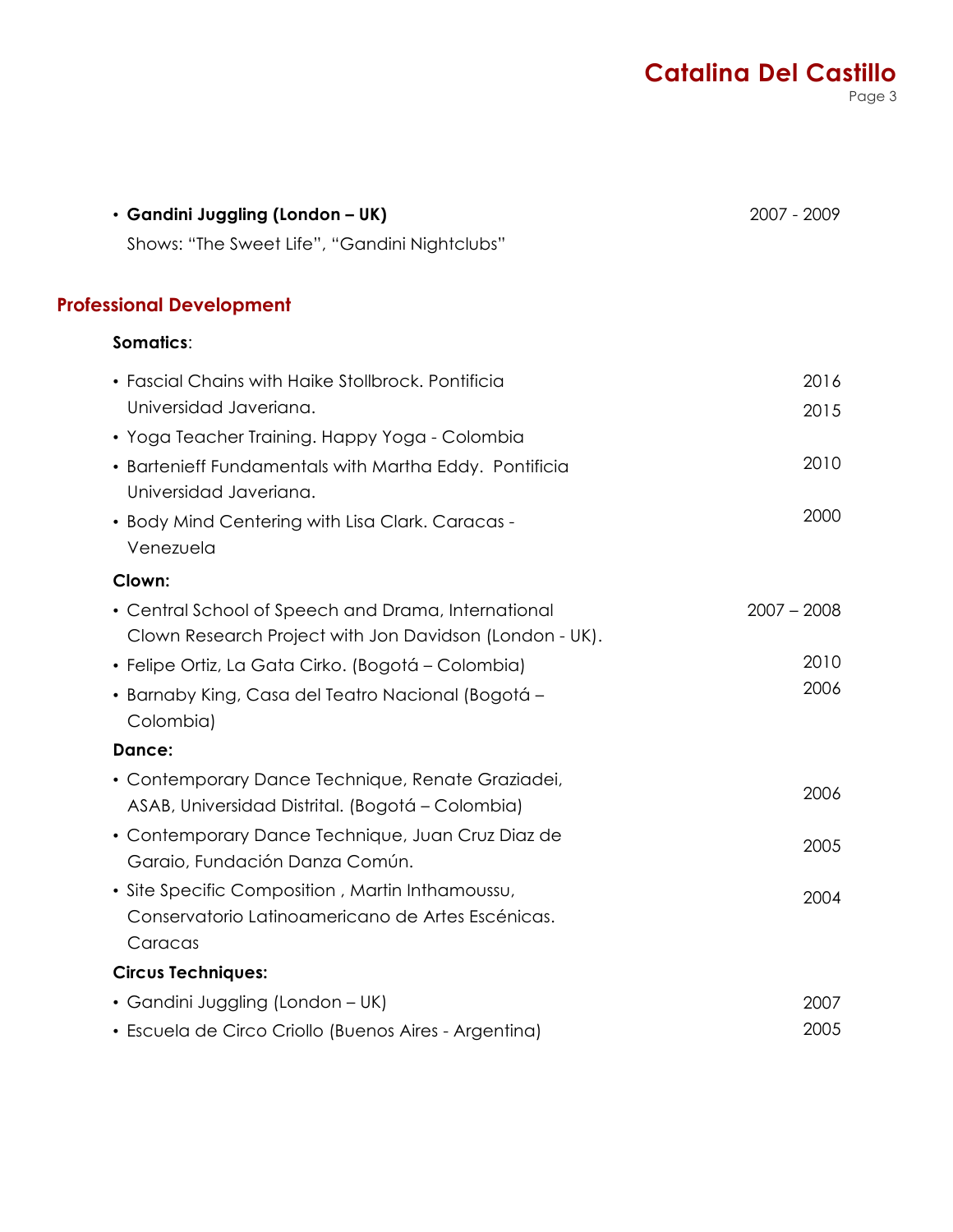- **Gandini Juggling (London – UK)** 2007 - 2009
  Shows: "The Sweet Life", "Gandini Nightclubs"

## Professional Development

**Somatics**:

- Fascial Chains with Haike Stollbrock. Pontificia Universidad Javeriana. 2016
- Yoga Teacher Training. Happy Yoga - Colombia 2015
- Bartenieff Fundamentals with Martha Eddy. Pontificia Universidad Javeriana. 2010
- Body Mind Centering with Lisa Clark. Caracas - Venezuela 2000

**Clown:**

- Central School of Speech and Drama, International Clown Research Project with Jon Davidson (London - UK). 2007 – 2008
- Felipe Ortiz, La Gata Cirko. (Bogotá – Colombia) 2010
- Barnaby King, Casa del Teatro Nacional (Bogotá – Colombia) 2006

**Dance:**

- Contemporary Dance Technique, Renate Graziadei, ASAB, Universidad Distrital. (Bogotá – Colombia) 2006
- Contemporary Dance Technique, Juan Cruz Diaz de Garaio, Fundación Danza Común. 2005
- Site Specific Composition , Martin Inthamoussu, Conservatorio Latinoamericano de Artes Escénicas. Caracas 2004

**Circus Techniques:**

- Gandini Juggling (London – UK) 2007
- Escuela de Circo Criollo (Buenos Aires - Argentina) 2005